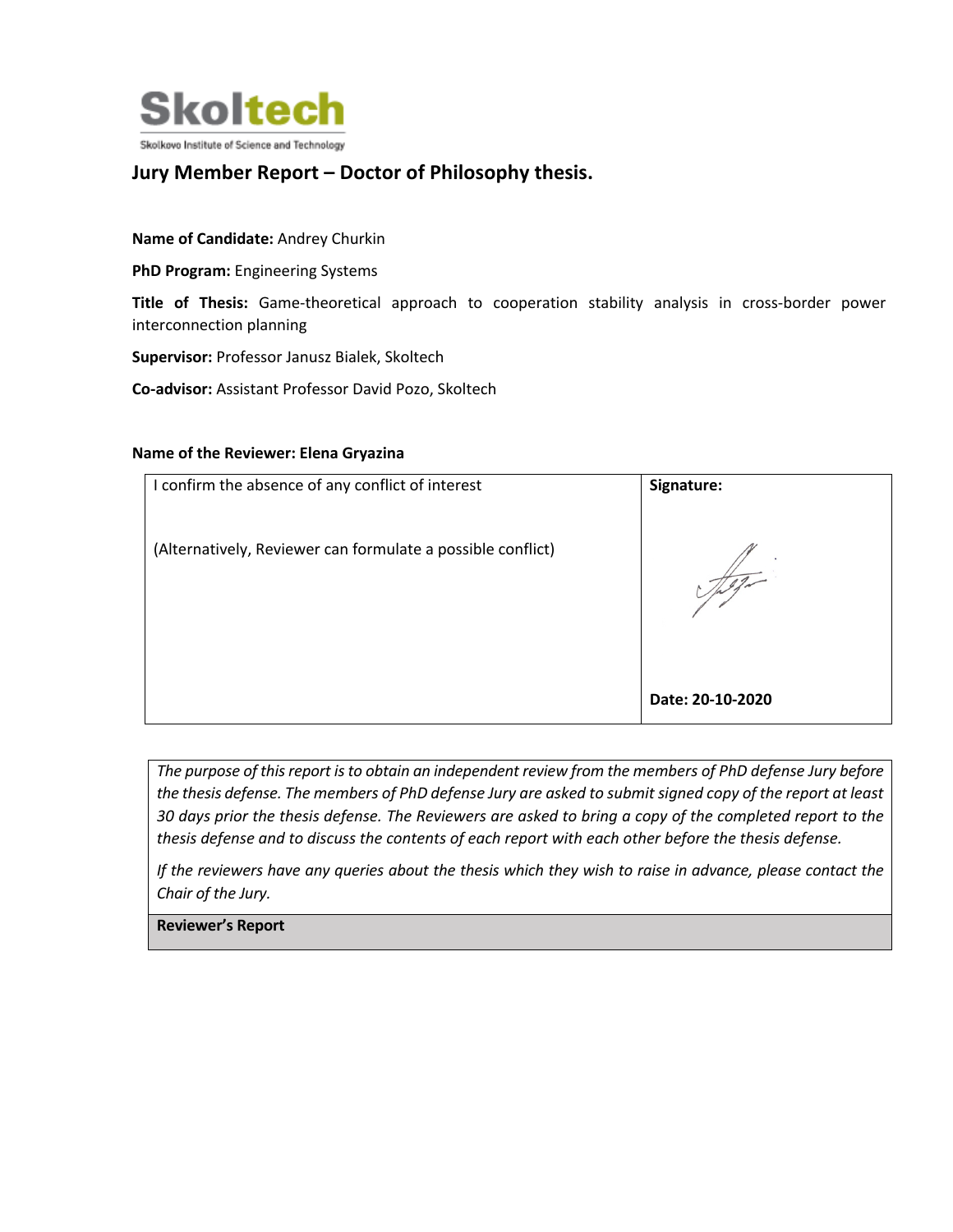**Skoltech**

Skolkovo Institute of Science and Technology

## Jury Member Report – Doctor of Philosophy thesis.

**Name of Candidate:** Andrey Churkin

**PhD Program:** Engineering Systems

**Title of Thesis:** Game-theoretical approach to cooperation stability analysis in cross-border power interconnection planning

**Supervisor:** Professor Janusz Bialek, Skoltech

**Co-advisor:** Assistant Professor David Pozo, Skoltech

**Name of the Reviewer: Elena Gryazina**

| I confirm the absence of any conflict of interest<br><br>(Alternatively, Reviewer can formulate a possible conflict) | **Signature:**<br><br><br>**Date: 20-10-2020** |
|---|---|

*The purpose of this report is to obtain an independent review from the members of PhD defense Jury before the thesis defense. The members of PhD defense Jury are asked to submit signed copy of the report at least 30 days prior the thesis defense. The Reviewers are asked to bring a copy of the completed report to the thesis defense and to discuss the contents of each report with each other before the thesis defense.*

*If the reviewers have any queries about the thesis which they wish to raise in advance, please contact the Chair of the Jury.*

**Reviewer's Report**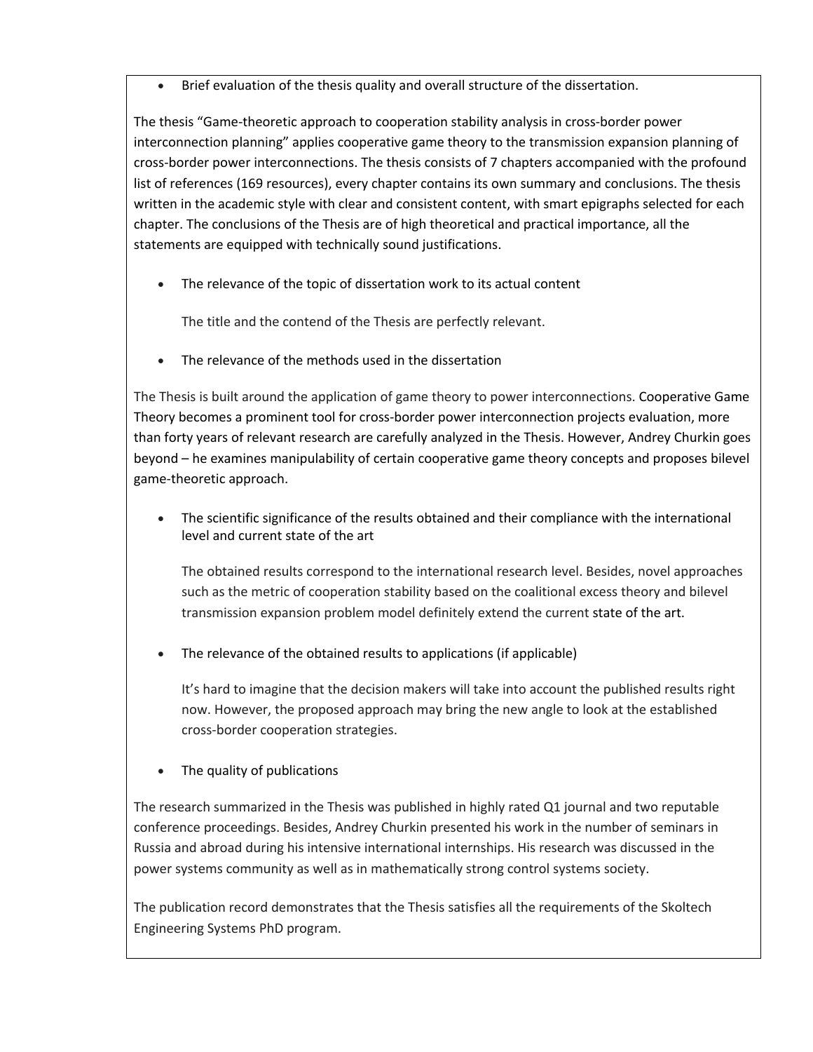- Brief evaluation of the thesis quality and overall structure of the dissertation.

The thesis "Game-theoretic approach to cooperation stability analysis in cross-border power interconnection planning" applies cooperative game theory to the transmission expansion planning of cross-border power interconnections. The thesis consists of 7 chapters accompanied with the profound list of references (169 resources), every chapter contains its own summary and conclusions. The thesis written in the academic style with clear and consistent content, with smart epigraphs selected for each chapter. The conclusions of the Thesis are of high theoretical and practical importance, all the statements are equipped with technically sound justifications.

- The relevance of the topic of dissertation work to its actual content

  The title and the contend of the Thesis are perfectly relevant.

- The relevance of the methods used in the dissertation

The Thesis is built around the application of game theory to power interconnections. Cooperative Game Theory becomes a prominent tool for cross-border power interconnection projects evaluation, more than forty years of relevant research are carefully analyzed in the Thesis. However, Andrey Churkin goes beyond – he examines manipulability of certain cooperative game theory concepts and proposes bilevel game-theoretic approach.

- The scientific significance of the results obtained and their compliance with the international level and current state of the art

  The obtained results correspond to the international research level. Besides, novel approaches such as the metric of cooperation stability based on the coalitional excess theory and bilevel transmission expansion problem model definitely extend the current state of the art.

- The relevance of the obtained results to applications (if applicable)

  It's hard to imagine that the decision makers will take into account the published results right now. However, the proposed approach may bring the new angle to look at the established cross-border cooperation strategies.

- The quality of publications

The research summarized in the Thesis was published in highly rated Q1 journal and two reputable conference proceedings. Besides, Andrey Churkin presented his work in the number of seminars in Russia and abroad during his intensive international internships. His research was discussed in the power systems community as well as in mathematically strong control systems society.

The publication record demonstrates that the Thesis satisfies all the requirements of the Skoltech Engineering Systems PhD program.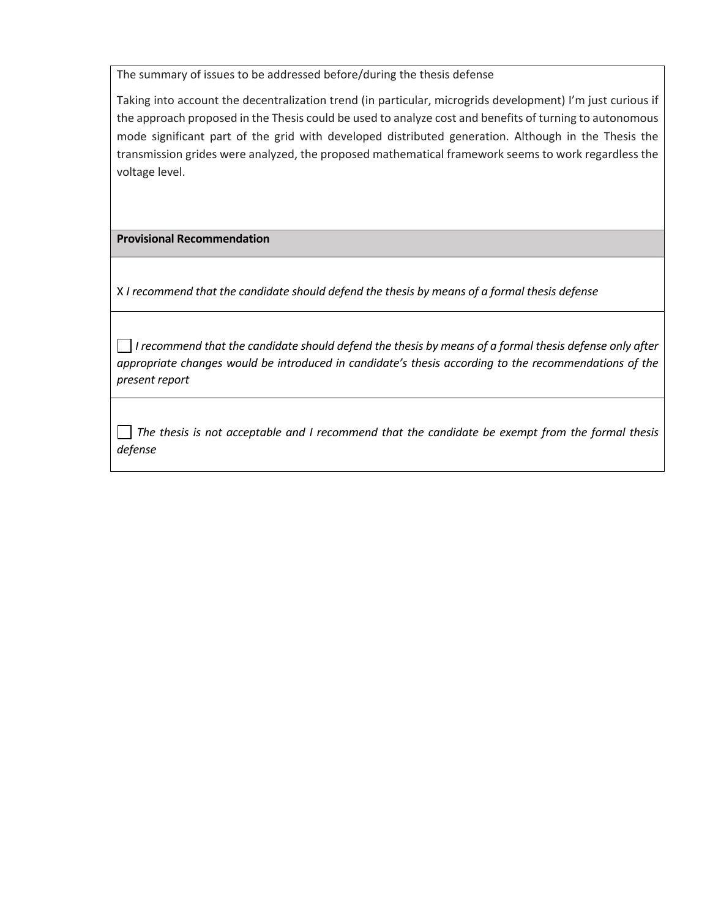The summary of issues to be addressed before/during the thesis defense

Taking into account the decentralization trend (in particular, microgrids development) I'm just curious if the approach proposed in the Thesis could be used to analyze cost and benefits of turning to autonomous mode significant part of the grid with developed distributed generation. Although in the Thesis the transmission grides were analyzed, the proposed mathematical framework seems to work regardless the voltage level.

**Provisional Recommendation**

X *I recommend that the candidate should defend the thesis by means of a formal thesis defense*

☐ *I recommend that the candidate should defend the thesis by means of a formal thesis defense only after appropriate changes would be introduced in candidate's thesis according to the recommendations of the present report*

☐ *The thesis is not acceptable and I recommend that the candidate be exempt from the formal thesis defense*